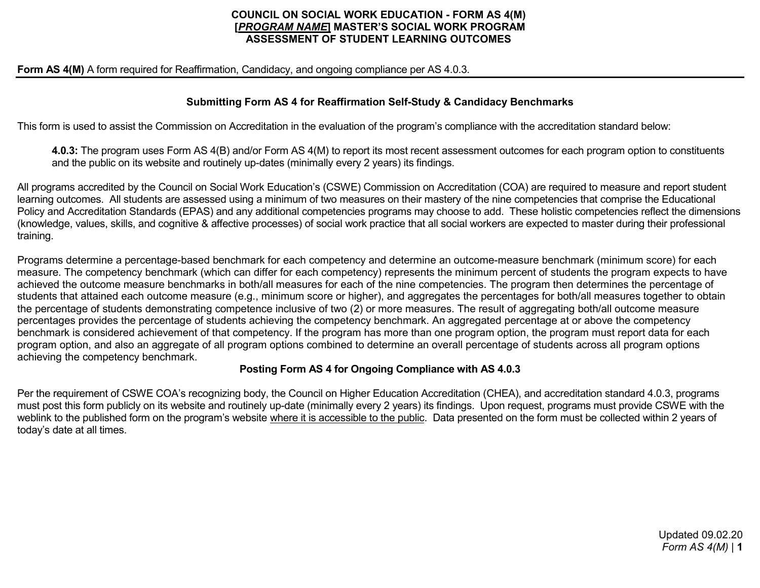# COUNCIL ON SOCIAL WORK EDUCATION - FORM AS 4(M)
# [*PROGRAM NAME*] MASTER'S SOCIAL WORK PROGRAM
# ASSESSMENT OF STUDENT LEARNING OUTCOMES

**Form AS 4(M)** A form required for Reaffirmation, Candidacy, and ongoing compliance per AS 4.0.3.

---

## Submitting Form AS 4 for Reaffirmation Self-Study & Candidacy Benchmarks

This form is used to assist the Commission on Accreditation in the evaluation of the program's compliance with the accreditation standard below:

> **4.0.3:** The program uses Form AS 4(B) and/or Form AS 4(M) to report its most recent assessment outcomes for each program option to constituents and the public on its website and routinely up-dates (minimally every 2 years) its findings.

All programs accredited by the Council on Social Work Education's (CSWE) Commission on Accreditation (COA) are required to measure and report student learning outcomes. All students are assessed using a minimum of two measures on their mastery of the nine competencies that comprise the Educational Policy and Accreditation Standards (EPAS) and any additional competencies programs may choose to add. These holistic competencies reflect the dimensions (knowledge, values, skills, and cognitive & affective processes) of social work practice that all social workers are expected to master during their professional training.

Programs determine a percentage-based benchmark for each competency and determine an outcome-measure benchmark (minimum score) for each measure. The competency benchmark (which can differ for each competency) represents the minimum percent of students the program expects to have achieved the outcome measure benchmarks in both/all measures for each of the nine competencies. The program then determines the percentage of students that attained each outcome measure (e.g., minimum score or higher), and aggregates the percentages for both/all measures together to obtain the percentage of students demonstrating competence inclusive of two (2) or more measures. The result of aggregating both/all outcome measure percentages provides the percentage of students achieving the competency benchmark. An aggregated percentage at or above the competency benchmark is considered achievement of that competency. If the program has more than one program option, the program must report data for each program option, and also an aggregate of all program options combined to determine an overall percentage of students across all program options achieving the competency benchmark.

## Posting Form AS 4 for Ongoing Compliance with AS 4.0.3

Per the requirement of CSWE COA's recognizing body, the Council on Higher Education Accreditation (CHEA), and accreditation standard 4.0.3, programs must post this form publicly on its website and routinely up-date (minimally every 2 years) its findings. Upon request, programs must provide CSWE with the weblink to the published form on the program's website <u>where it is accessible to the public</u>. Data presented on the form must be collected within 2 years of today's date at all times.

Updated 09.02.20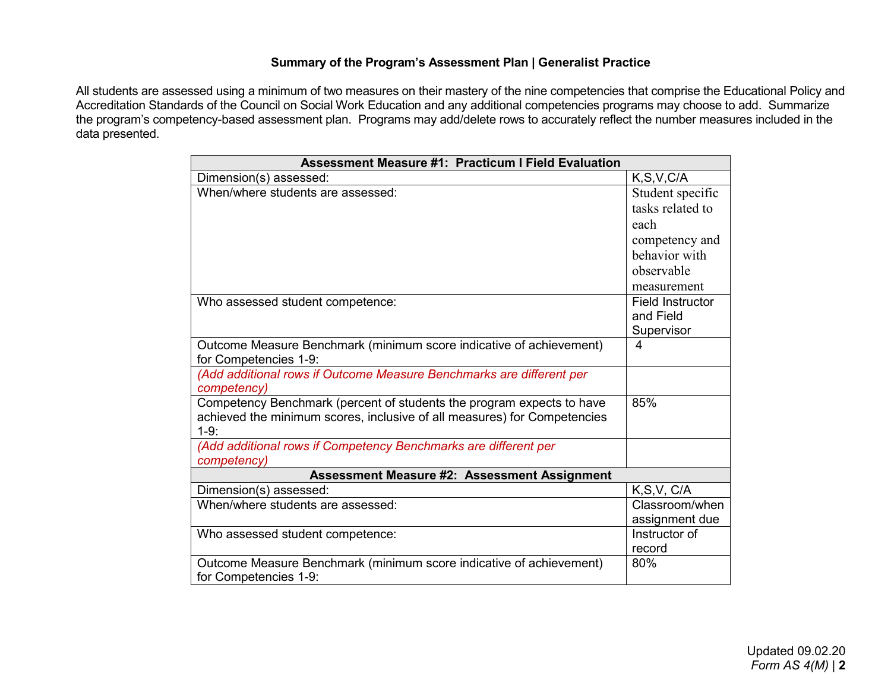**Summary of the Program's Assessment Plan | Generalist Practice**

All students are assessed using a minimum of two measures on their mastery of the nine competencies that comprise the Educational Policy and Accreditation Standards of the Council on Social Work Education and any additional competencies programs may choose to add. Summarize the program's competency-based assessment plan. Programs may add/delete rows to accurately reflect the number measures included in the data presented.

| **Assessment Measure #1: Practicum I Field Evaluation** | |
|---|---|
| Dimension(s) assessed: | K,S,V,C/A |
| When/where students are assessed: | Student specific tasks related to each competency and behavior with observable measurement |
| Who assessed student competence: | Field Instructor and Field Supervisor |
| Outcome Measure Benchmark (minimum score indicative of achievement) for Competencies 1-9: | 4 |
| *(Add additional rows if Outcome Measure Benchmarks are different per competency)* | |
| Competency Benchmark (percent of students the program expects to have achieved the minimum scores, inclusive of all measures) for Competencies 1-9: | 85% |
| *(Add additional rows if Competency Benchmarks are different per competency)* | |
| **Assessment Measure #2: Assessment Assignment** | |
| Dimension(s) assessed: | K,S,V, C/A |
| When/where students are assessed: | Classroom/when assignment due |
| Who assessed student competence: | Instructor of record |
| Outcome Measure Benchmark (minimum score indicative of achievement) for Competencies 1-9: | 80% |

Updated 09.02.20
*Form AS 4(M)*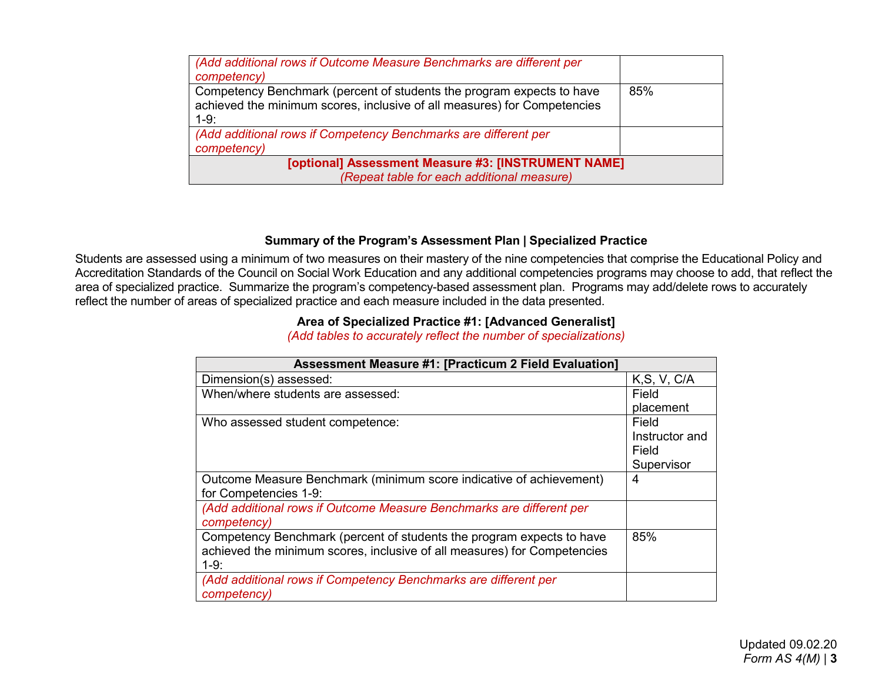| *(Add additional rows if Outcome Measure Benchmarks are different per competency)* | |
|---|---|
| Competency Benchmark (percent of students the program expects to have achieved the minimum scores, inclusive of all measures) for Competencies 1-9: | 85% |
| *(Add additional rows if Competency Benchmarks are different per competency)* | |
| **[optional] Assessment Measure #3: [INSTRUMENT NAME]** *(Repeat table for each additional measure)* | |

**Summary of the Program's Assessment Plan | Specialized Practice**

Students are assessed using a minimum of two measures on their mastery of the nine competencies that comprise the Educational Policy and Accreditation Standards of the Council on Social Work Education and any additional competencies programs may choose to add, that reflect the area of specialized practice. Summarize the program's competency-based assessment plan. Programs may add/delete rows to accurately reflect the number of areas of specialized practice and each measure included in the data presented.

**Area of Specialized Practice #1: [Advanced Generalist]**
*(Add tables to accurately reflect the number of specializations)*

| **Assessment Measure #1: [Practicum 2 Field Evaluation]** | |
|---|---|
| Dimension(s) assessed: | K,S, V, C/A |
| When/where students are assessed: | Field placement |
| Who assessed student competence: | Field Instructor and Field Supervisor |
| Outcome Measure Benchmark (minimum score indicative of achievement) for Competencies 1-9: | 4 |
| *(Add additional rows if Outcome Measure Benchmarks are different per competency)* | |
| Competency Benchmark (percent of students the program expects to have achieved the minimum scores, inclusive of all measures) for Competencies 1-9: | 85% |
| *(Add additional rows if Competency Benchmarks are different per competency)* | |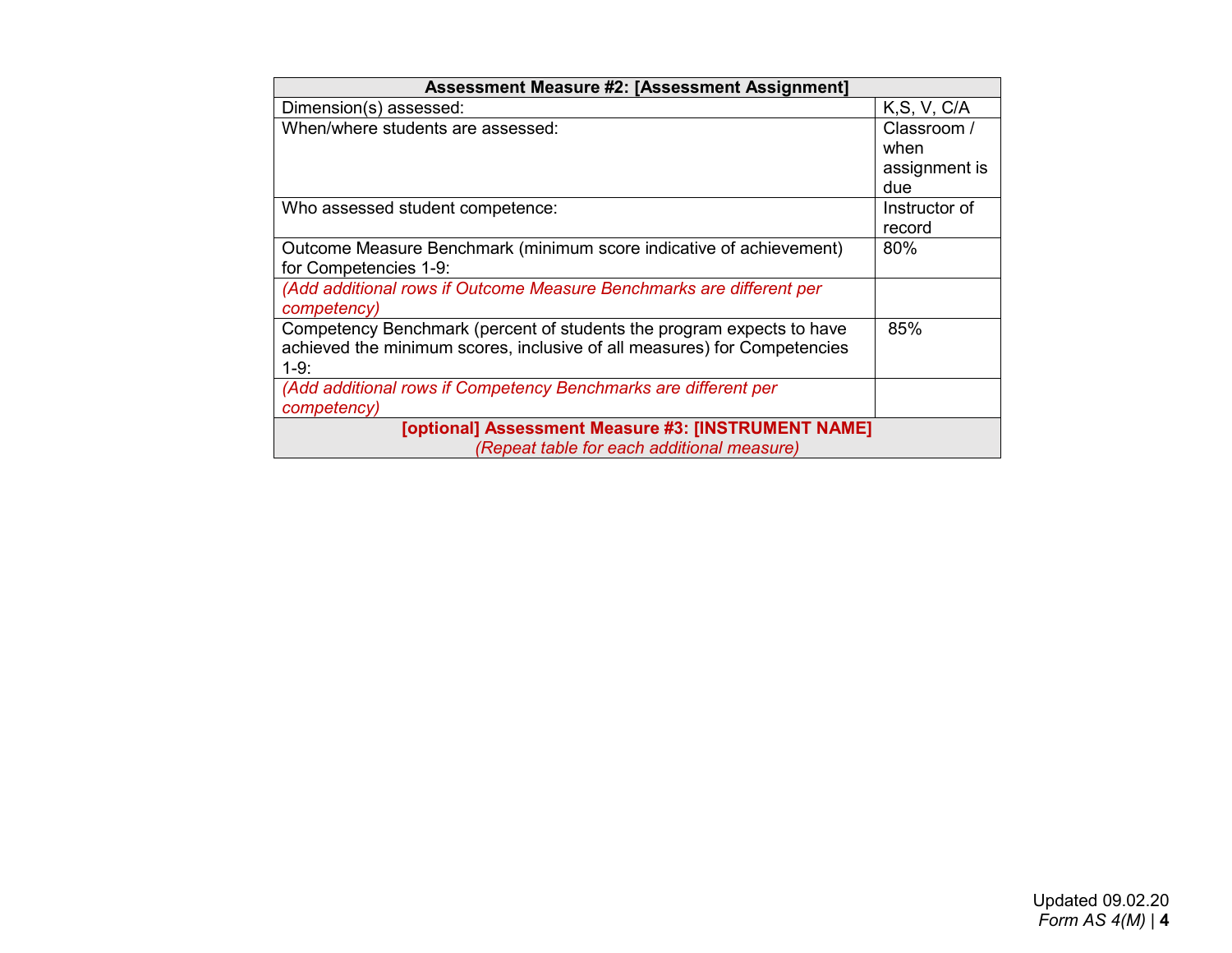| Assessment Measure #2: [Assessment Assignment] | |
|---|---|
| Dimension(s) assessed: | K,S, V, C/A |
| When/where students are assessed: | Classroom / when assignment is due |
| Who assessed student competence: | Instructor of record |
| Outcome Measure Benchmark (minimum score indicative of achievement) for Competencies 1-9: | 80% |
| *(Add additional rows if Outcome Measure Benchmarks are different per competency)* | |
| Competency Benchmark (percent of students the program expects to have achieved the minimum scores, inclusive of all measures) for Competencies 1-9: | 85% |
| *(Add additional rows if Competency Benchmarks are different per competency)* | |
| **[optional] Assessment Measure #3: [INSTRUMENT NAME]** *(Repeat table for each additional measure)* | |

Updated 09.02.20
*Form AS 4(M)*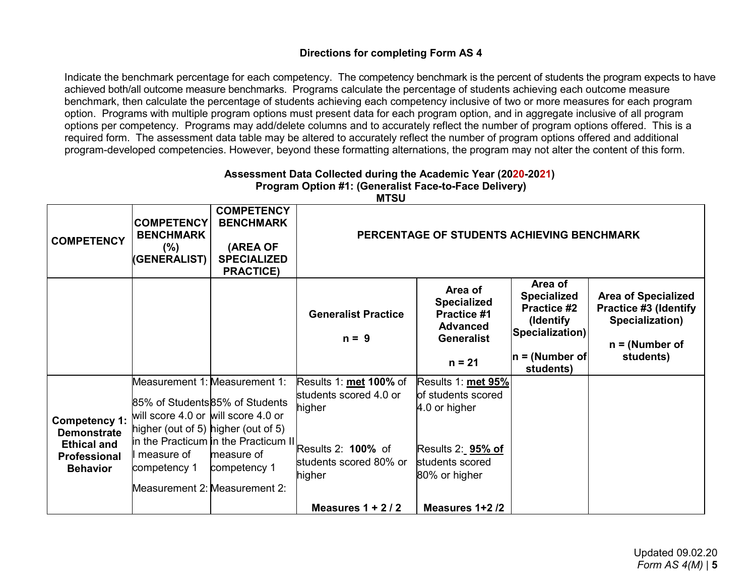### Directions for completing Form AS 4

Indicate the benchmark percentage for each competency. The competency benchmark is the percent of students the program expects to have achieved both/all outcome measure benchmarks. Programs calculate the percentage of students achieving each outcome measure benchmark, then calculate the percentage of students achieving each competency inclusive of two or more measures for each program option. Programs with multiple program options must present data for each program option, and in aggregate inclusive of all program options per competency. Programs may add/delete columns and to accurately reflect the number of program options offered. This is a required form. The assessment data table may be altered to accurately reflect the number of program options offered and additional program-developed competencies. However, beyond these formatting alternations, the program may not alter the content of this form.

**Assessment Data Collected during the Academic Year (2020-2021)**
**Program Option #1: (Generalist Face-to-Face Delivery)**
**MTSU**

| **COMPETENCY** | **COMPETENCY BENCHMARK (%) (GENERALIST)** | **COMPETENCY BENCHMARK (AREA OF SPECIALIZED PRACTICE)** | **PERCENTAGE OF STUDENTS ACHIEVING BENCHMARK** | | | |
|---|---|---|---|---|---|---|
| | | | **Generalist Practice**<br><br>**n = 9** | **Area of Specialized Practice #1 Advanced Generalist**<br><br>**n = 21** | **Area of Specialized Practice #2 (Identify Specialization)**<br><br>**n = (Number of students)** | **Area of Specialized Practice #3 (Identify Specialization)**<br><br>**n = (Number of students)** |
| **Competency 1: Demonstrate Ethical and Professional Behavior** | Measurement 1:<br><br>85% of Students will score 4.0 or higher (out of 5) in the Practicum I measure of competency 1<br><br>Measurement 2: | Measurement 1:<br><br>85% of Students will score 4.0 or higher (out of 5) in the Practicum II measure of competency 1<br><br>Measurement 2: | Results 1: **met 100%** of students scored 4.0 or higher<br><br>Results 2: **100%** of students scored 80% or higher<br><br>**Measures 1 + 2 / 2** | Results 1: **met 95%** of students scored 4.0 or higher<br><br>Results 2: **95% of** students scored 80% or higher<br><br>**Measures 1+2 /2** | | |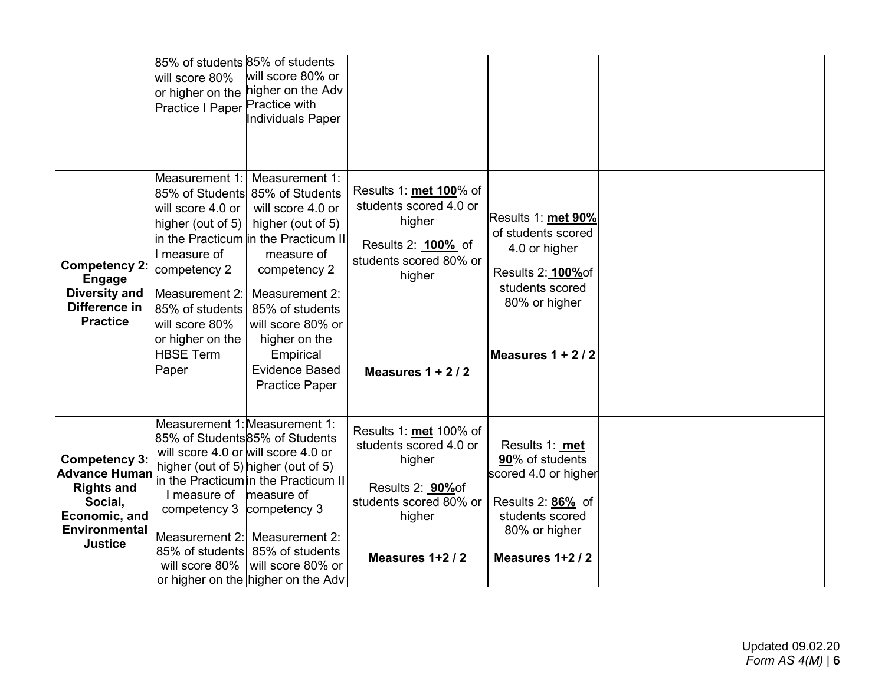| | | | | | | |
|---|---|---|---|---|---|---|
| | 85% of students will score 80% or higher on the Practice I Paper | 85% of students will score 80% or higher on the Adv Practice with Individuals Paper | | | | |
| **Competency 2: Engage Diversity and Difference in Practice** | Measurement 1: 85% of Students will score 4.0 or higher (out of 5) in the Practicum I measure of competency 2<br><br>Measurement 2: 85% of students will score 80% or higher on the HBSE Term Paper | Measurement 1: 85% of Students will score 4.0 or higher (out of 5) in the Practicum II measure of competency 2<br><br>Measurement 2: 85% of students will score 80% or higher on the Empirical Evidence Based Practice Paper | Results 1: **met 100**% of students scored 4.0 or higher<br><br>Results 2: **100%** of students scored 80% or higher<br><br>**Measures 1 + 2 / 2** | Results 1: **met 90%** of students scored 4.0 or higher<br><br>Results 2: **100%** of students scored 80% or higher<br><br>**Measures 1 + 2 / 2** | | |
| **Competency 3: Advance Human Rights and Social, Economic, and Environmental Justice** | Measurement 1: 85% of Students will score 4.0 or higher (out of 5) in the Practicum I measure of competency 3<br><br>Measurement 2: 85% of students will score 80% or higher on the | Measurement 1: 85% of Students will score 4.0 or higher (out of 5) in the Practicum II measure of competency 3<br><br>Measurement 2: 85% of students will score 80% or higher on the Adv | Results 1: **met** 100% of students scored 4.0 or higher<br><br>Results 2: **90%** of students scored 80% or higher<br><br>**Measures 1+2 / 2** | Results 1: **met 90**% of students scored 4.0 or higher<br><br>Results 2: **86%** of students scored 80% or higher<br><br>**Measures 1+2 / 2** | | |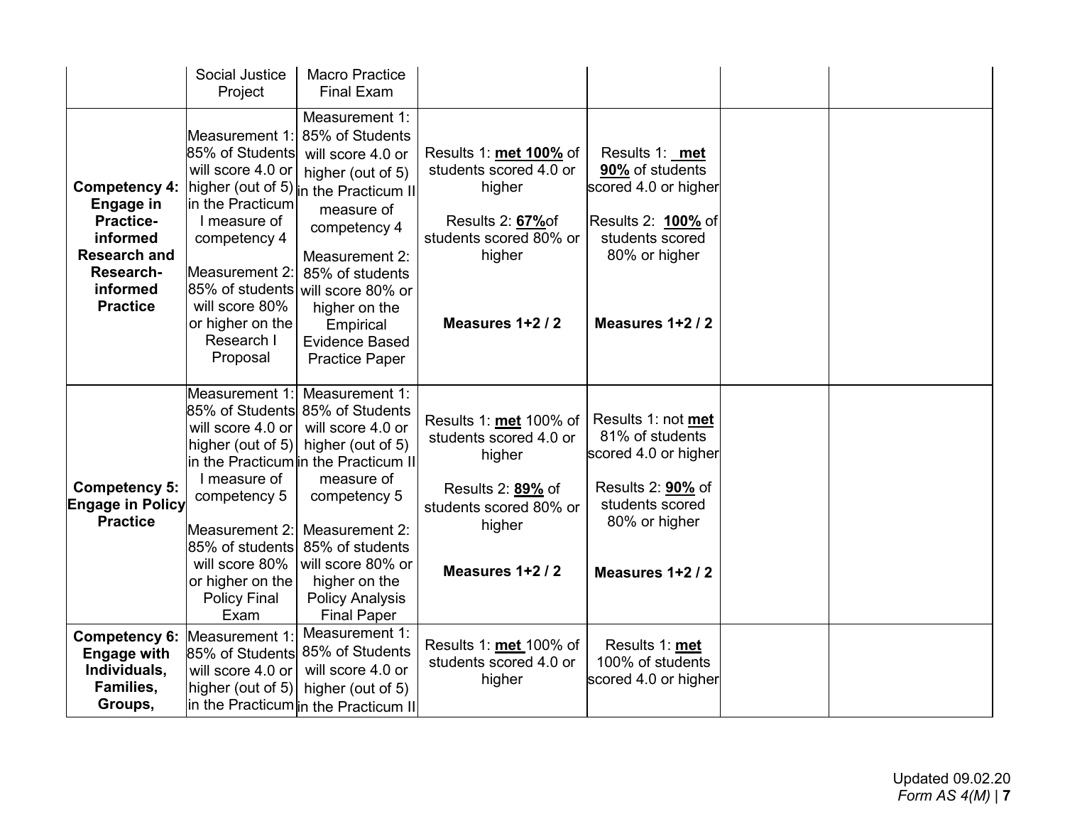|  |  |  |  |  |  |  |
|---|---|---|---|---|---|---|
|  | Social Justice Project | Macro Practice Final Exam |  |  |  |  |
| **Competency 4: Engage in Practice-informed Research and Research-informed Practice** | Measurement 1: 85% of Students will score 4.0 or higher (out of 5) in the Practicum I measure of competency 4<br><br>Measurement 2: 85% of students will score 80% or higher on the Research I Proposal | Measurement 1: 85% of Students will score 4.0 or higher (out of 5) in the Practicum II measure of competency 4<br><br>Measurement 2: 85% of students will score 80% or higher on the Empirical Evidence Based Practice Paper | Results 1: **met 100%** of students scored 4.0 or higher<br><br>Results 2: **67%**of students scored 80% or higher<br><br>**Measures 1+2 / 2** | Results 1: **met 90%** of students scored 4.0 or higher<br><br>Results 2: **100%** of students scored 80% or higher<br><br>**Measures 1+2 / 2** |  |  |
| **Competency 5: Engage in Policy Practice** | Measurement 1: 85% of Students will score 4.0 or higher (out of 5) in the Practicum I measure of competency 5<br><br>Measurement 2: 85% of students will score 80% or higher on the Policy Final Exam | Measurement 1: 85% of Students will score 4.0 or higher (out of 5) in the Practicum II measure of competency 5<br><br>Measurement 2: 85% of students will score 80% or higher on the Policy Analysis Final Paper | Results 1: **met** 100% of students scored 4.0 or higher<br><br>Results 2: **89%** of students scored 80% or higher<br><br>**Measures 1+2 / 2** | Results 1: not **met** 81% of students scored 4.0 or higher<br><br>Results 2: **90%** of students scored 80% or higher<br><br>**Measures 1+2 / 2** |  |  |
| **Competency 6: Engage with Individuals, Families, Groups,** | Measurement 1: 85% of Students will score 4.0 or higher (out of 5) in the Practicum | Measurement 1: 85% of Students will score 4.0 or higher (out of 5) in the Practicum II | Results 1: **met** 100% of students scored 4.0 or higher | Results 1: **met** 100% of students scored 4.0 or higher |  |  |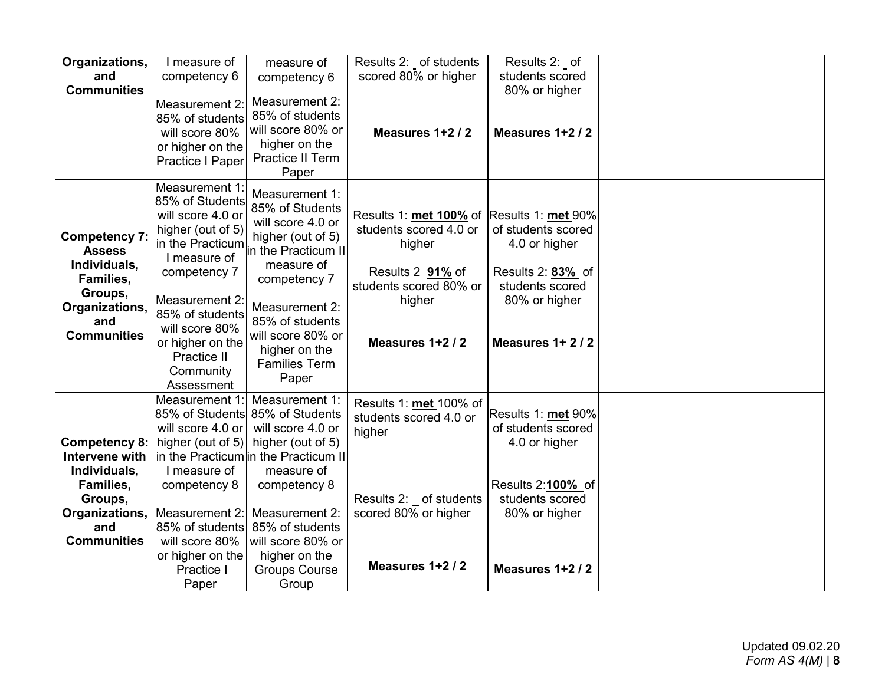| | | | | | | |
|---|---|---|---|---|---|---|
| **Organizations, and Communities** | I measure of competency 6<br><br>Measurement 2: 85% of students will score 80% or higher on the Practice I Paper | measure of competency 6<br><br>Measurement 2: 85% of students will score 80% or higher on the Practice II Term Paper | Results 2: _ of students scored 80% or higher<br><br>**Measures 1+2 / 2** | Results 2: _ of students scored 80% or higher<br><br>**Measures 1+2 / 2** | | |
| **Competency 7: Assess Individuals, Families, Groups, Organizations, and Communities** | Measurement 1: 85% of Students will score 4.0 or higher (out of 5) in the Practicum I measure of competency 7<br><br>Measurement 2: 85% of students will score 80% or higher on the Practice II Community Assessment | Measurement 1: 85% of Students will score 4.0 or higher (out of 5) in the Practicum II measure of competency 7<br><br>Measurement 2: 85% of students will score 80% or higher on the Families Term Paper | Results 1: **met 100%** of students scored 4.0 or higher<br><br>Results 2 **91%** of students scored 80% or higher<br><br>**Measures 1+2 / 2** | Results 1: **met** 90% of students scored 4.0 or higher<br><br>Results 2: **83%** of students scored 80% or higher<br><br>**Measures 1+ 2 / 2** | | |
| **Competency 8: Intervene with Individuals, Families, Groups, Organizations, and Communities** | Measurement 1: 85% of Students will score 4.0 or higher (out of 5) in the Practicum I measure of competency 8<br><br>Measurement 2: 85% of students will score 80% or higher on the Practice I Paper | Measurement 1: 85% of Students will score 4.0 or higher (out of 5) in the Practicum II measure of competency 8<br><br>Measurement 2: 85% of students will score 80% or higher on the Groups Course Group | Results 1: **met** 100% of students scored 4.0 or higher<br><br>Results 2: _ of students scored 80% or higher<br><br>**Measures 1+2 / 2** | Results 1: **met** 90% of students scored 4.0 or higher<br><br>Results 2:**100%** of students scored 80% or higher<br><br>**Measures 1+2 / 2** | | |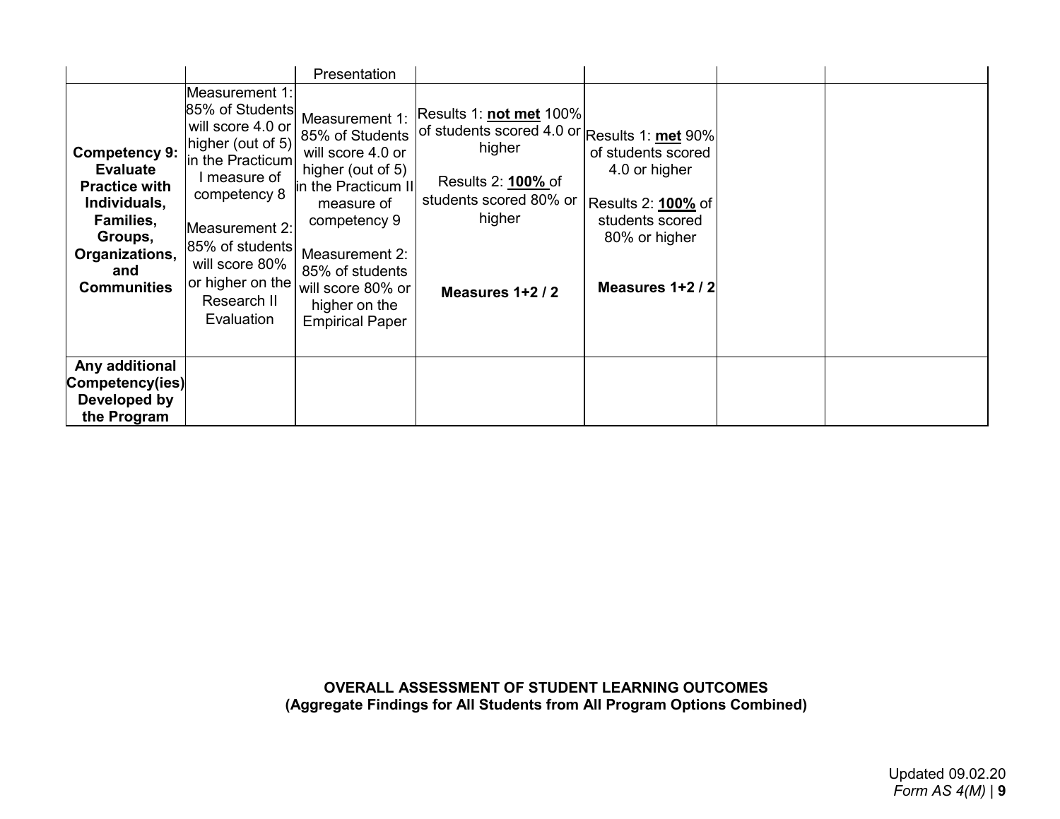| | | | | | | |
|---|---|---|---|---|---|---|
| | | Presentation | | | | |
| **Competency 9: Evaluate Practice with Individuals, Families, Groups, Organizations, and Communities** | Measurement 1: 85% of Students will score 4.0 or higher (out of 5) in the Practicum I measure of competency 8<br><br>Measurement 2: 85% of students will score 80% or higher on the Research II Evaluation | Measurement 1: 85% of Students will score 4.0 or higher (out of 5) in the Practicum II measure of competency 9<br><br>Measurement 2: 85% of students will score 80% or higher on the Empirical Paper | Results 1: **not met** 100% of students scored 4.0 or higher<br><br>Results 2: **100%** of students scored 80% or higher<br><br>**Measures 1+2 / 2** | Results 1: **met** 90% of students scored 4.0 or higher<br><br>Results 2: **100%** of students scored 80% or higher<br><br>**Measures 1+2 / 2** | | |
| **Any additional Competency(ies) Developed by the Program** | | | | | | |

**OVERALL ASSESSMENT OF STUDENT LEARNING OUTCOMES**
**(Aggregate Findings for All Students from All Program Options Combined)**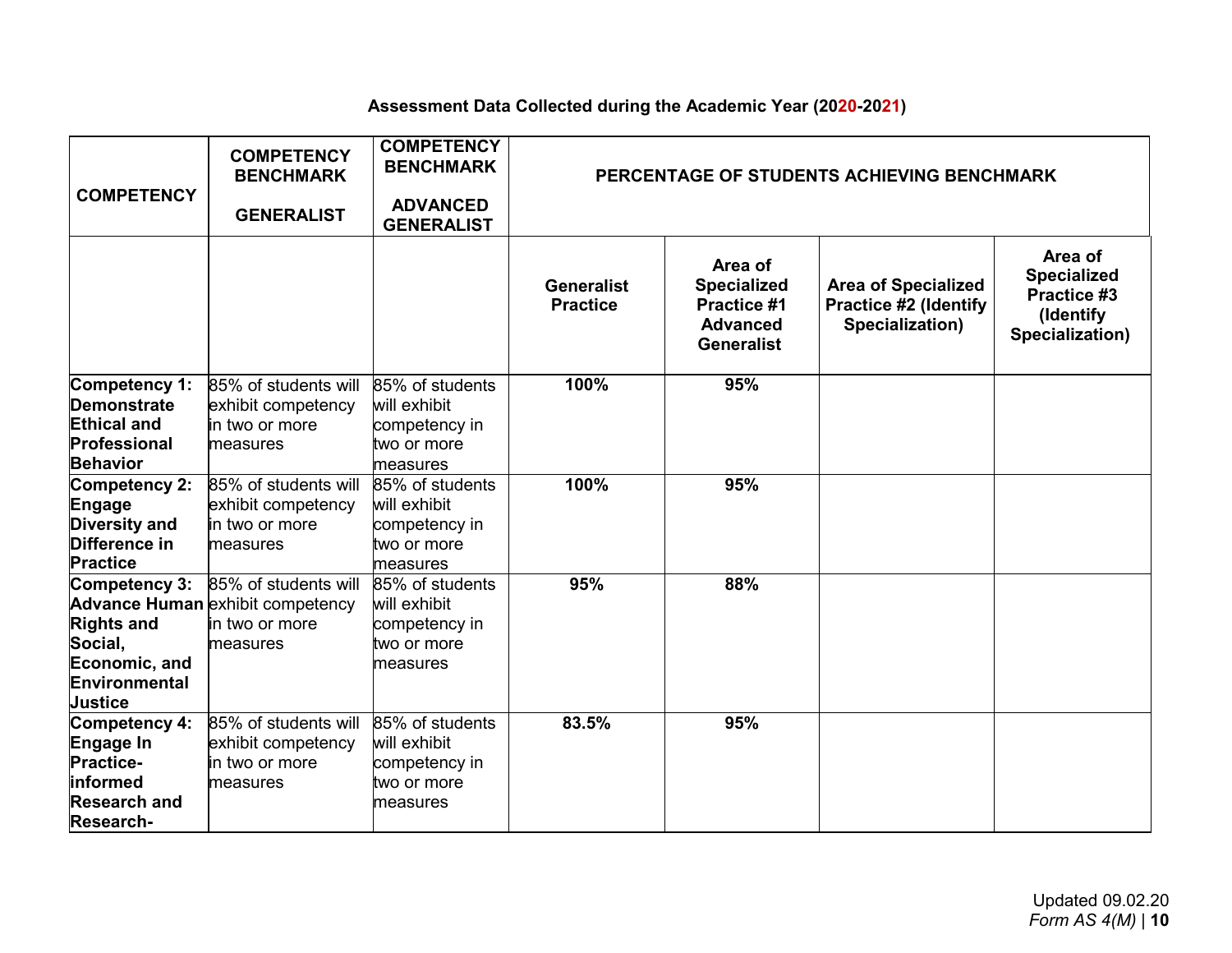**Assessment Data Collected during the Academic Year (2020-2021)**

| COMPETENCY | COMPETENCY BENCHMARK GENERALIST | COMPETENCY BENCHMARK ADVANCED GENERALIST | PERCENTAGE OF STUDENTS ACHIEVING BENCHMARK | | | |
|---|---|---|---|---|---|---|
| | | | **Generalist Practice** | **Area of Specialized Practice #1 Advanced Generalist** | **Area of Specialized Practice #2 (Identify Specialization)** | **Area of Specialized Practice #3 (Identify Specialization)** |
| **Competency 1: Demonstrate Ethical and Professional Behavior** | 85% of students will exhibit competency in two or more measures | 85% of students will exhibit competency in two or more measures | **100%** | **95%** | | |
| **Competency 2: Engage Diversity and Difference in Practice** | 85% of students will exhibit competency in two or more measures | 85% of students will exhibit competency in two or more measures | **100%** | **95%** | | |
| **Competency 3: Advance Human Rights and Social, Economic, and Environmental Justice** | 85% of students will exhibit competency in two or more measures | 85% of students will exhibit competency in two or more measures | **95%** | **88%** | | |
| **Competency 4: Engage In Practice-informed Research and Research-** | 85% of students will exhibit competency in two or more measures | 85% of students will exhibit competency in two or more measures | **83.5%** | **95%** | | |

Updated 09.02.20
*Form AS 4(M)*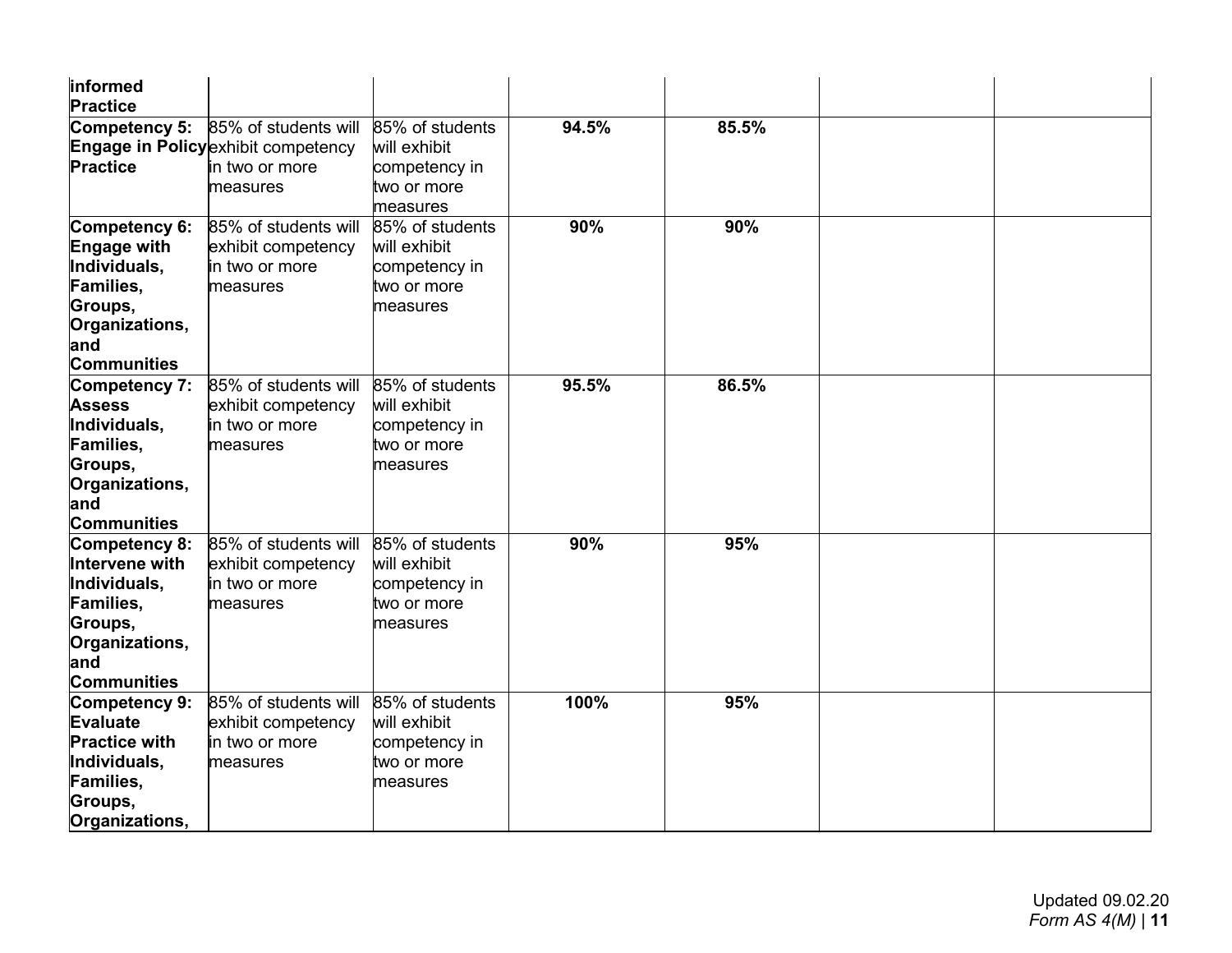| | | | | | | |
|---|---|---|---|---|---|---|
| **informed Practice** | | | | | | |
| **Competency 5: Engage in Policy Practice** | 85% of students will exhibit competency in two or more measures | 85% of students will exhibit competency in two or more measures | **94.5%** | **85.5%** | | |
| **Competency 6: Engage with Individuals, Families, Groups, Organizations, and Communities** | 85% of students will exhibit competency in two or more measures | 85% of students will exhibit competency in two or more measures | **90%** | **90%** | | |
| **Competency 7: Assess Individuals, Families, Groups, Organizations, and Communities** | 85% of students will exhibit competency in two or more measures | 85% of students will exhibit competency in two or more measures | **95.5%** | **86.5%** | | |
| **Competency 8: Intervene with Individuals, Families, Groups, Organizations, and Communities** | 85% of students will exhibit competency in two or more measures | 85% of students will exhibit competency in two or more measures | **90%** | **95%** | | |
| **Competency 9: Evaluate Practice with Individuals, Families, Groups, Organizations,** | 85% of students will exhibit competency in two or more measures | 85% of students will exhibit competency in two or more measures | **100%** | **95%** | | |

Updated 09.02.20
*Form AS 4(M)*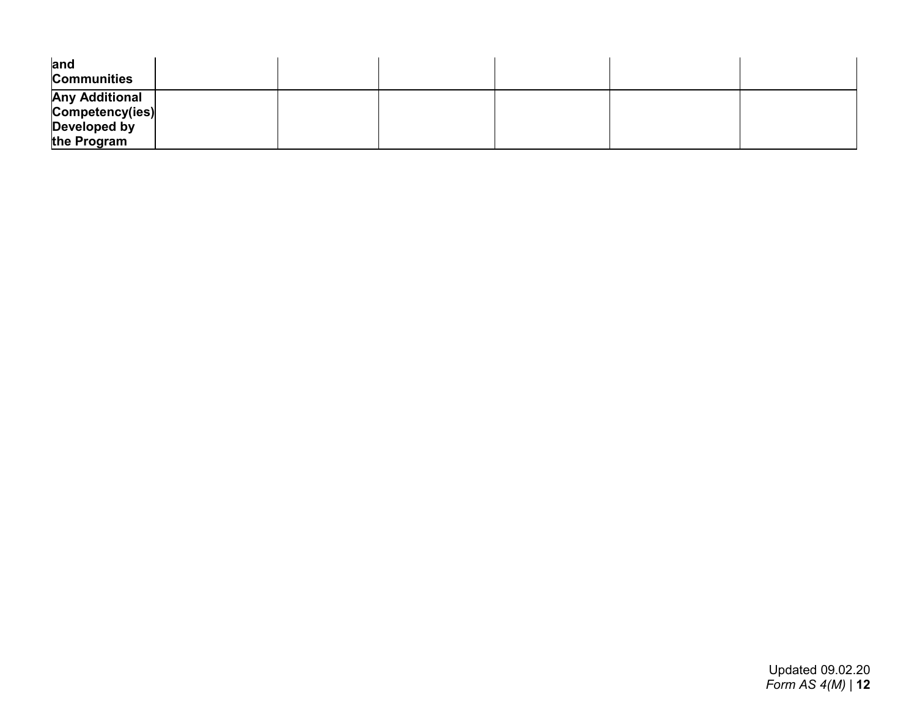| | | | | | | |
|---|---|---|---|---|---|---|
| **and Communities** | | | | | | |
| **Any Additional Competency(ies) Developed by the Program** | | | | | | |